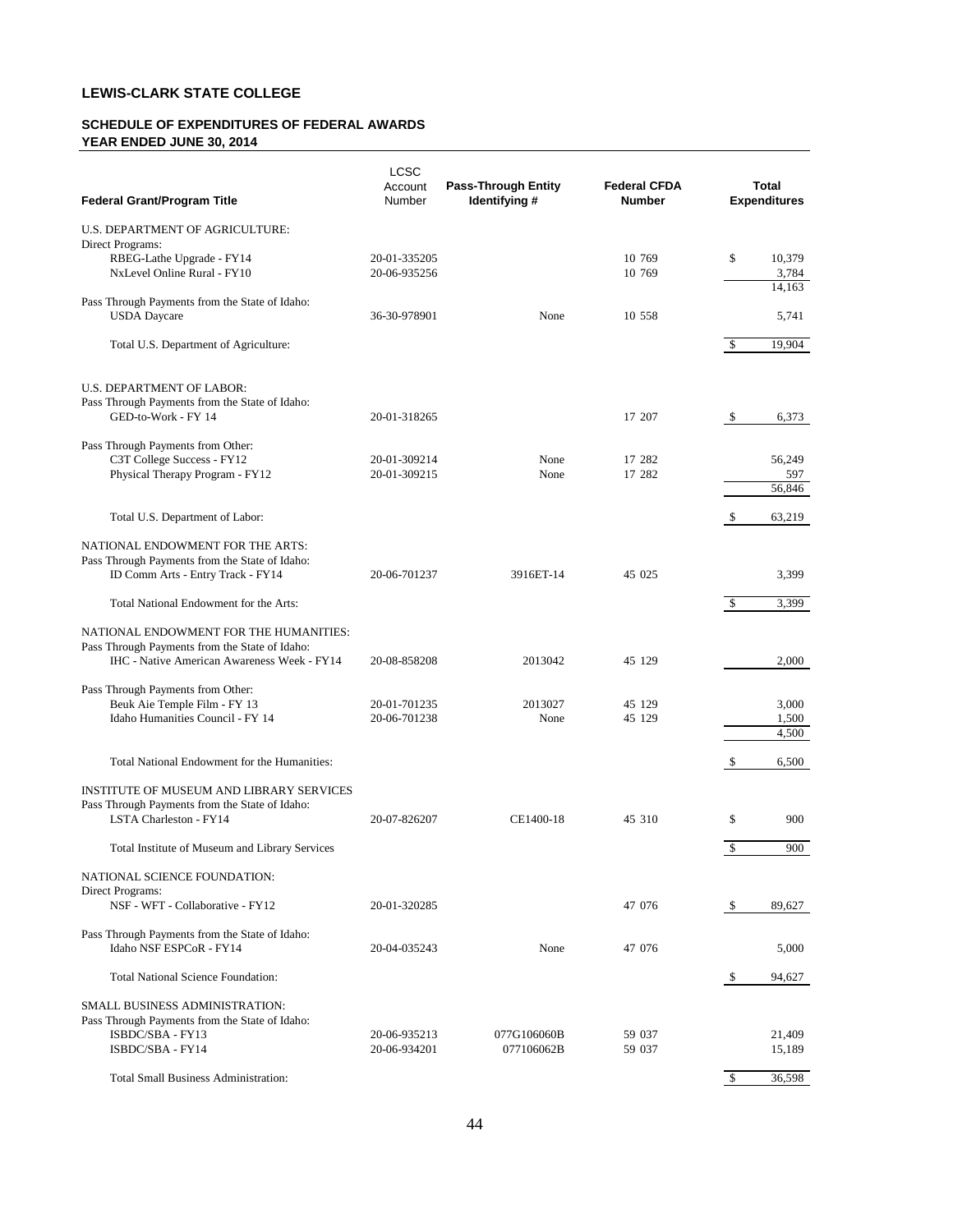# LEWIS-CLARK STATE COLLEGE

## SCHEDULE OF EXPENDITURES OF FEDERAL AWARDS
## YEAR ENDED JUNE 30, 2014

| Federal Grant/Program Title | LCSC Account Number | Pass-Through Entity Identifying # | Federal CFDA Number | Total Expenditures |
|---|---|---|---|---|
| U.S. DEPARTMENT OF AGRICULTURE: | | | | |
| Direct Programs: | | | | |
| RBEG-Lathe Upgrade - FY14 | 20-01-335205 | | 10 769 | $ 10,379 |
| NxLevel Online Rural - FY10 | 20-06-935256 | | 10 769 | 3,784 |
| | | | | 14,163 |
| Pass Through Payments from the State of Idaho: | | | | |
| USDA Daycare | 36-30-978901 | None | 10 558 | 5,741 |
| Total U.S. Department of Agriculture: | | | | $ 19,904 |
| U.S. DEPARTMENT OF LABOR: | | | | |
| Pass Through Payments from the State of Idaho: | | | | |
| GED-to-Work - FY 14 | 20-01-318265 | | 17 207 | $ 6,373 |
| Pass Through Payments from Other: | | | | |
| C3T College Success - FY12 | 20-01-309214 | None | 17 282 | 56,249 |
| Physical Therapy Program - FY12 | 20-01-309215 | None | 17 282 | 597 |
| | | | | 56,846 |
| Total U.S. Department of Labor: | | | | $ 63,219 |
| NATIONAL ENDOWMENT FOR THE ARTS: | | | | |
| Pass Through Payments from the State of Idaho: | | | | |
| ID Comm Arts - Entry Track - FY14 | 20-06-701237 | 3916ET-14 | 45 025 | 3,399 |
| Total National Endowment for the Arts: | | | | $ 3,399 |
| NATIONAL ENDOWMENT FOR THE HUMANITIES: | | | | |
| Pass Through Payments from the State of Idaho: | | | | |
| IHC - Native American Awareness Week - FY14 | 20-08-858208 | 2013042 | 45 129 | 2,000 |
| Pass Through Payments from Other: | | | | |
| Beuk Aie Temple Film - FY 13 | 20-01-701235 | 2013027 | 45 129 | 3,000 |
| Idaho Humanities Council - FY 14 | 20-06-701238 | None | 45 129 | 1,500 |
| | | | | 4,500 |
| Total National Endowment for the Humanities: | | | | $ 6,500 |
| INSTITUTE OF MUSEUM AND LIBRARY SERVICES | | | | |
| Pass Through Payments from the State of Idaho: | | | | |
| LSTA Charleston - FY14 | 20-07-826207 | CE1400-18 | 45 310 | $ 900 |
| Total Institute of Museum and Library Services | | | | $ 900 |
| NATIONAL SCIENCE FOUNDATION: | | | | |
| Direct Programs: | | | | |
| NSF - WFT - Collaborative - FY12 | 20-01-320285 | | 47 076 | $ 89,627 |
| Pass Through Payments from the State of Idaho: | | | | |
| Idaho NSF ESPCoR - FY14 | 20-04-035243 | None | 47 076 | 5,000 |
| Total National Science Foundation: | | | | $ 94,627 |
| SMALL BUSINESS ADMINISTRATION: | | | | |
| Pass Through Payments from the State of Idaho: | | | | |
| ISBDC/SBA - FY13 | 20-06-935213 | 077G106060B | 59 037 | 21,409 |
| ISBDC/SBA - FY14 | 20-06-934201 | 077106062B | 59 037 | 15,189 |
| Total Small Business Administration: | | | | $ 36,598 |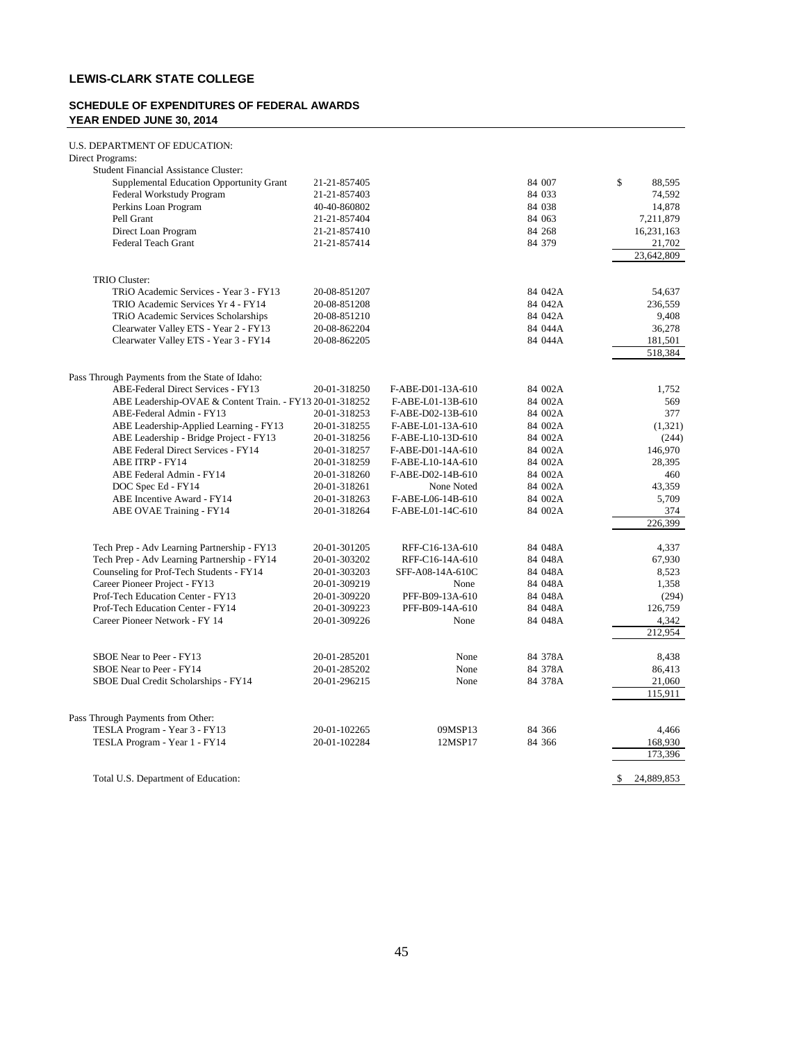**LEWIS-CLARK STATE COLLEGE**

**SCHEDULE OF EXPENDITURES OF FEDERAL AWARDS**
**YEAR ENDED JUNE 30, 2014**

| | | | | |
|---|---|---|---|---|
| U.S. DEPARTMENT OF EDUCATION: | | | | |
| Direct Programs: | | | | |
| Student Financial Assistance Cluster: | | | | |
| Supplemental Education Opportunity Grant | 21-21-857405 | | 84 007 | $ 88,595 |
| Federal Workstudy Program | 21-21-857403 | | 84 033 | 74,592 |
| Perkins Loan Program | 40-40-860802 | | 84 038 | 14,878 |
| Pell Grant | 21-21-857404 | | 84 063 | 7,211,879 |
| Direct Loan Program | 21-21-857410 | | 84 268 | 16,231,163 |
| Federal Teach Grant | 21-21-857414 | | 84 379 | 21,702 |
| | | | | 23,642,809 |
| TRIO Cluster: | | | | |
| TRiO Academic Services - Year 3 - FY13 | 20-08-851207 | | 84 042A | 54,637 |
| TRIO Academic Services Yr 4 - FY14 | 20-08-851208 | | 84 042A | 236,559 |
| TRiO Academic Services Scholarships | 20-08-851210 | | 84 042A | 9,408 |
| Clearwater Valley ETS - Year 2 - FY13 | 20-08-862204 | | 84 044A | 36,278 |
| Clearwater Valley ETS - Year 3 - FY14 | 20-08-862205 | | 84 044A | 181,501 |
| | | | | 518,384 |
| Pass Through Payments from the State of Idaho: | | | | |
| ABE-Federal Direct Services - FY13 | 20-01-318250 | F-ABE-D01-13A-610 | 84 002A | 1,752 |
| ABE Leadership-OVAE & Content Train. - FY13 | 20-01-318252 | F-ABE-L01-13B-610 | 84 002A | 569 |
| ABE-Federal Admin - FY13 | 20-01-318253 | F-ABE-D02-13B-610 | 84 002A | 377 |
| ABE Leadership-Applied Learning - FY13 | 20-01-318255 | F-ABE-L01-13A-610 | 84 002A | (1,321) |
| ABE Leadership - Bridge Project - FY13 | 20-01-318256 | F-ABE-L10-13D-610 | 84 002A | (244) |
| ABE Federal Direct Services - FY14 | 20-01-318257 | F-ABE-D01-14A-610 | 84 002A | 146,970 |
| ABE ITRP - FY14 | 20-01-318259 | F-ABE-L10-14A-610 | 84 002A | 28,395 |
| ABE Federal Admin - FY14 | 20-01-318260 | F-ABE-D02-14B-610 | 84 002A | 460 |
| DOC Spec Ed - FY14 | 20-01-318261 | None Noted | 84 002A | 43,359 |
| ABE Incentive Award - FY14 | 20-01-318263 | F-ABE-L06-14B-610 | 84 002A | 5,709 |
| ABE OVAE Training - FY14 | 20-01-318264 | F-ABE-L01-14C-610 | 84 002A | 374 |
| | | | | 226,399 |
| Tech Prep - Adv Learning Partnership - FY13 | 20-01-301205 | RFF-C16-13A-610 | 84 048A | 4,337 |
| Tech Prep - Adv Learning Partnership - FY14 | 20-01-303202 | RFF-C16-14A-610 | 84 048A | 67,930 |
| Counseling for Prof-Tech Students - FY14 | 20-01-303203 | SFF-A08-14A-610C | 84 048A | 8,523 |
| Career Pioneer Project - FY13 | 20-01-309219 | None | 84 048A | 1,358 |
| Prof-Tech Education Center - FY13 | 20-01-309220 | PFF-B09-13A-610 | 84 048A | (294) |
| Prof-Tech Education Center - FY14 | 20-01-309223 | PFF-B09-14A-610 | 84 048A | 126,759 |
| Career Pioneer Network - FY 14 | 20-01-309226 | None | 84 048A | 4,342 |
| | | | | 212,954 |
| SBOE Near to Peer - FY13 | 20-01-285201 | None | 84 378A | 8,438 |
| SBOE Near to Peer - FY14 | 20-01-285202 | None | 84 378A | 86,413 |
| SBOE Dual Credit Scholarships - FY14 | 20-01-296215 | None | 84 378A | 21,060 |
| | | | | 115,911 |
| Pass Through Payments from Other: | | | | |
| TESLA Program - Year 3 - FY13 | 20-01-102265 | 09MSP13 | 84 366 | 4,466 |
| TESLA Program - Year 1 - FY14 | 20-01-102284 | 12MSP17 | 84 366 | 168,930 |
| | | | | 173,396 |
| Total U.S. Department of Education: | | | | $ 24,889,853 |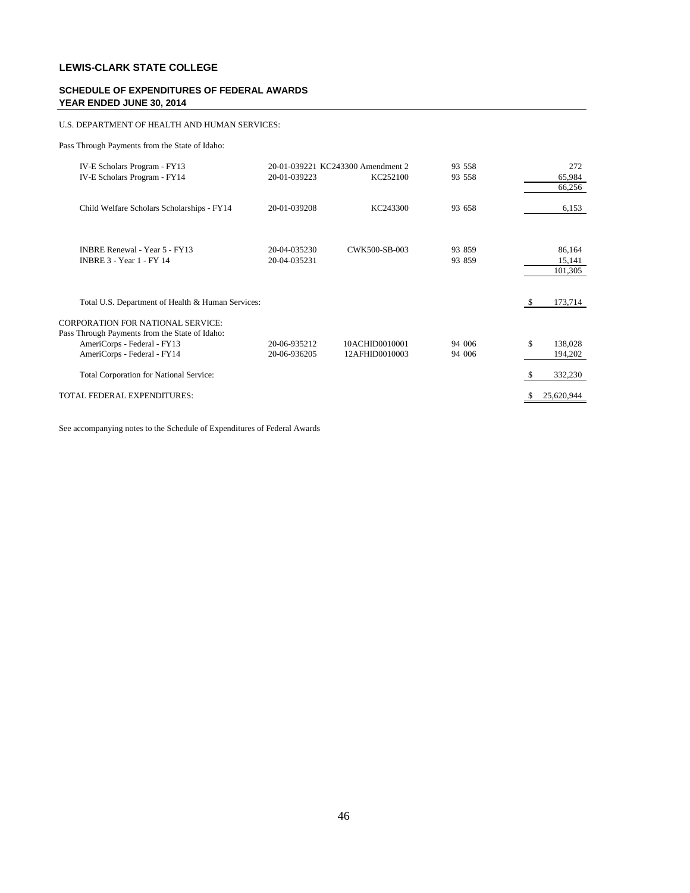**LEWIS-CLARK STATE COLLEGE**

**SCHEDULE OF EXPENDITURES OF FEDERAL AWARDS**
**YEAR ENDED JUNE 30, 2014**

U.S. DEPARTMENT OF HEALTH AND HUMAN SERVICES:

Pass Through Payments from the State of Idaho:

| | | | | |
|---|---|---|---|---|
| IV-E Scholars Program - FY13 | 20-01-039221 | KC243300 Amendment 2 | 93 558 | 272 |
| IV-E Scholars Program - FY14 | 20-01-039223 | KC252100 | 93 558 | 65,984 |
| | | | | 66,256 |
| Child Welfare Scholars Scholarships - FY14 | 20-01-039208 | KC243300 | 93 658 | 6,153 |
| INBRE Renewal - Year 5 - FY13 | 20-04-035230 | CWK500-SB-003 | 93 859 | 86,164 |
| INBRE 3 - Year 1 - FY 14 | 20-04-035231 | | 93 859 | 15,141 |
| | | | | 101,305 |
| Total U.S. Department of Health & Human Services: | | | | $ 173,714 |
| CORPORATION FOR NATIONAL SERVICE: | | | | |
| Pass Through Payments from the State of Idaho: | | | | |
| AmeriCorps - Federal - FY13 | 20-06-935212 | 10ACHID0010001 | 94 006 | $ 138,028 |
| AmeriCorps - Federal - FY14 | 20-06-936205 | 12AFHID0010003 | 94 006 | 194,202 |
| Total Corporation for National Service: | | | | $ 332,230 |
| TOTAL FEDERAL EXPENDITURES: | | | | $ 25,620,944 |

See accompanying notes to the Schedule of Expenditures of Federal Awards